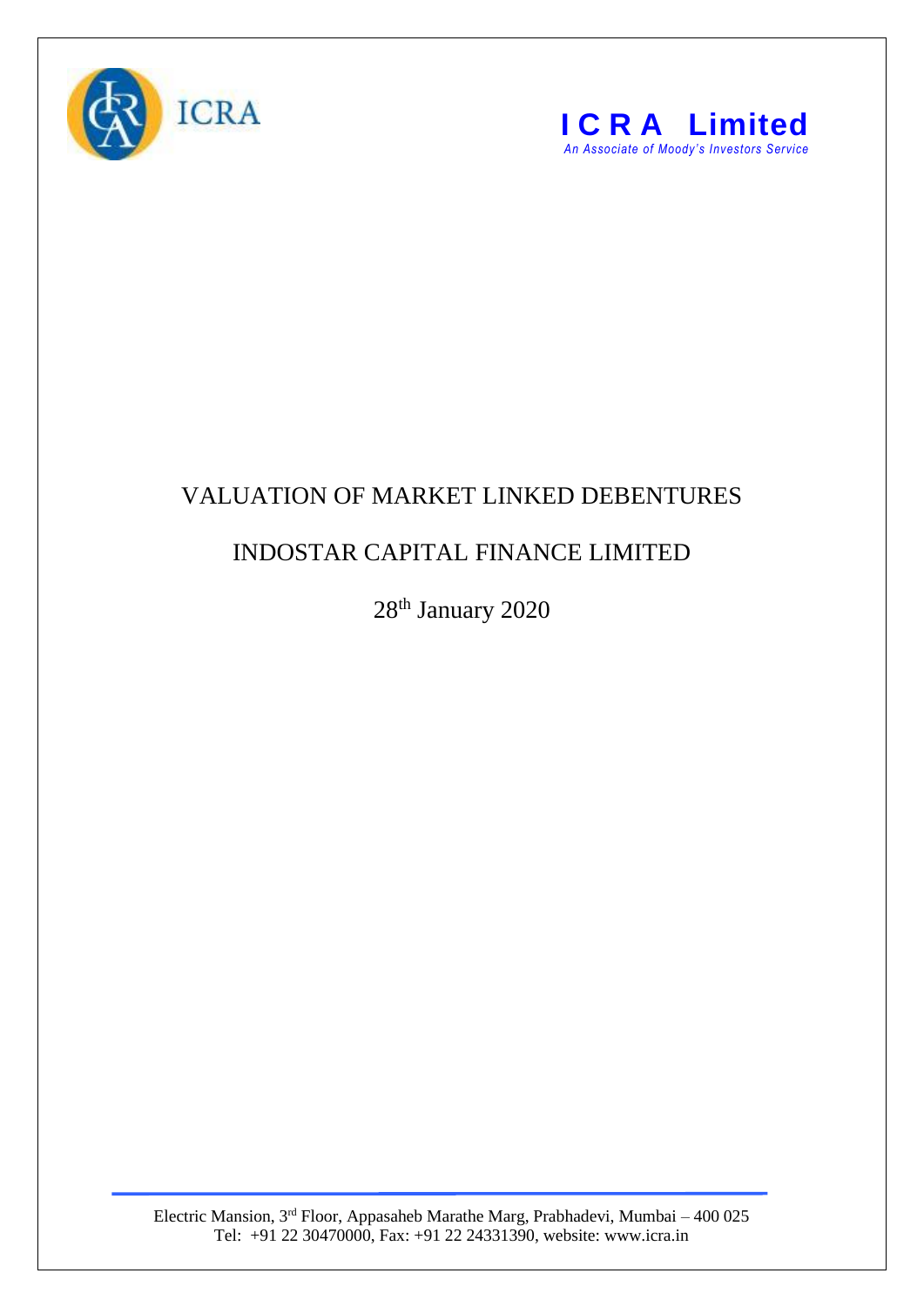ICRA

**I C R A Limited**
*An Associate of Moody's Investors Service*

# VALUATION OF MARKET LINKED DEBENTURES

## INDOSTAR CAPITAL FINANCE LIMITED

28th January 2020

Electric Mansion, 3rd Floor, Appasaheb Marathe Marg, Prabhadevi, Mumbai – 400 025
Tel: +91 22 30470000, Fax: +91 22 24331390, website: www.icra.in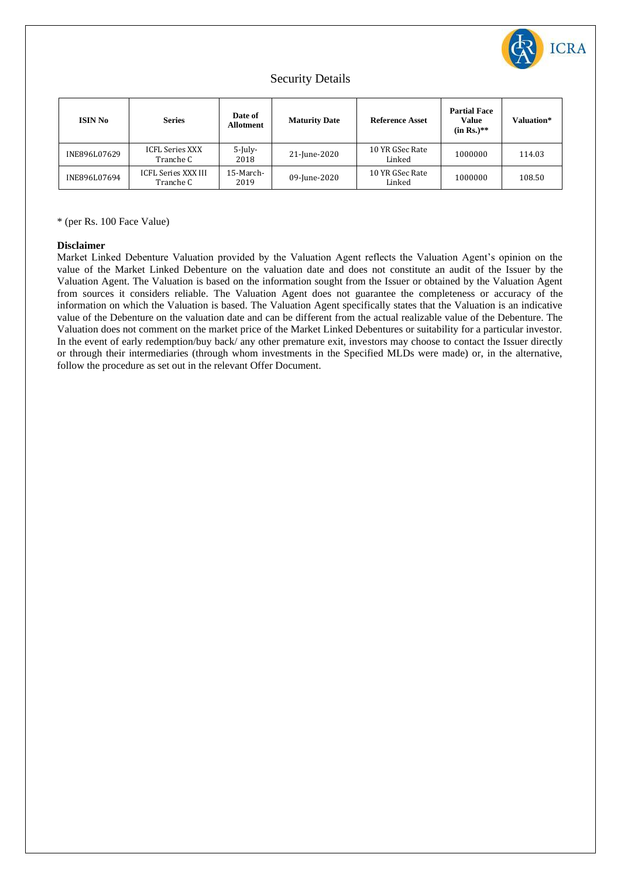## Security Details

| ISIN No | Series | Date of Allotment | Maturity Date | Reference Asset | Partial Face Value (in Rs.)** | Valuation* |
|---|---|---|---|---|---|---|
| INE896L07629 | ICFL Series XXX Tranche C | 5-July-2018 | 21-June-2020 | 10 YR GSec Rate Linked | 1000000 | 114.03 |
| INE896L07694 | ICFL Series XXX III Tranche C | 15-March-2019 | 09-June-2020 | 10 YR GSec Rate Linked | 1000000 | 108.50 |

* (per Rs. 100 Face Value)

**Disclaimer**

Market Linked Debenture Valuation provided by the Valuation Agent reflects the Valuation Agent's opinion on the value of the Market Linked Debenture on the valuation date and does not constitute an audit of the Issuer by the Valuation Agent. The Valuation is based on the information sought from the Issuer or obtained by the Valuation Agent from sources it considers reliable. The Valuation Agent does not guarantee the completeness or accuracy of the information on which the Valuation is based. The Valuation Agent specifically states that the Valuation is an indicative value of the Debenture on the valuation date and can be different from the actual realizable value of the Debenture. The Valuation does not comment on the market price of the Market Linked Debentures or suitability for a particular investor. In the event of early redemption/buy back/ any other premature exit, investors may choose to contact the Issuer directly or through their intermediaries (through whom investments in the Specified MLDs were made) or, in the alternative, follow the procedure as set out in the relevant Offer Document.